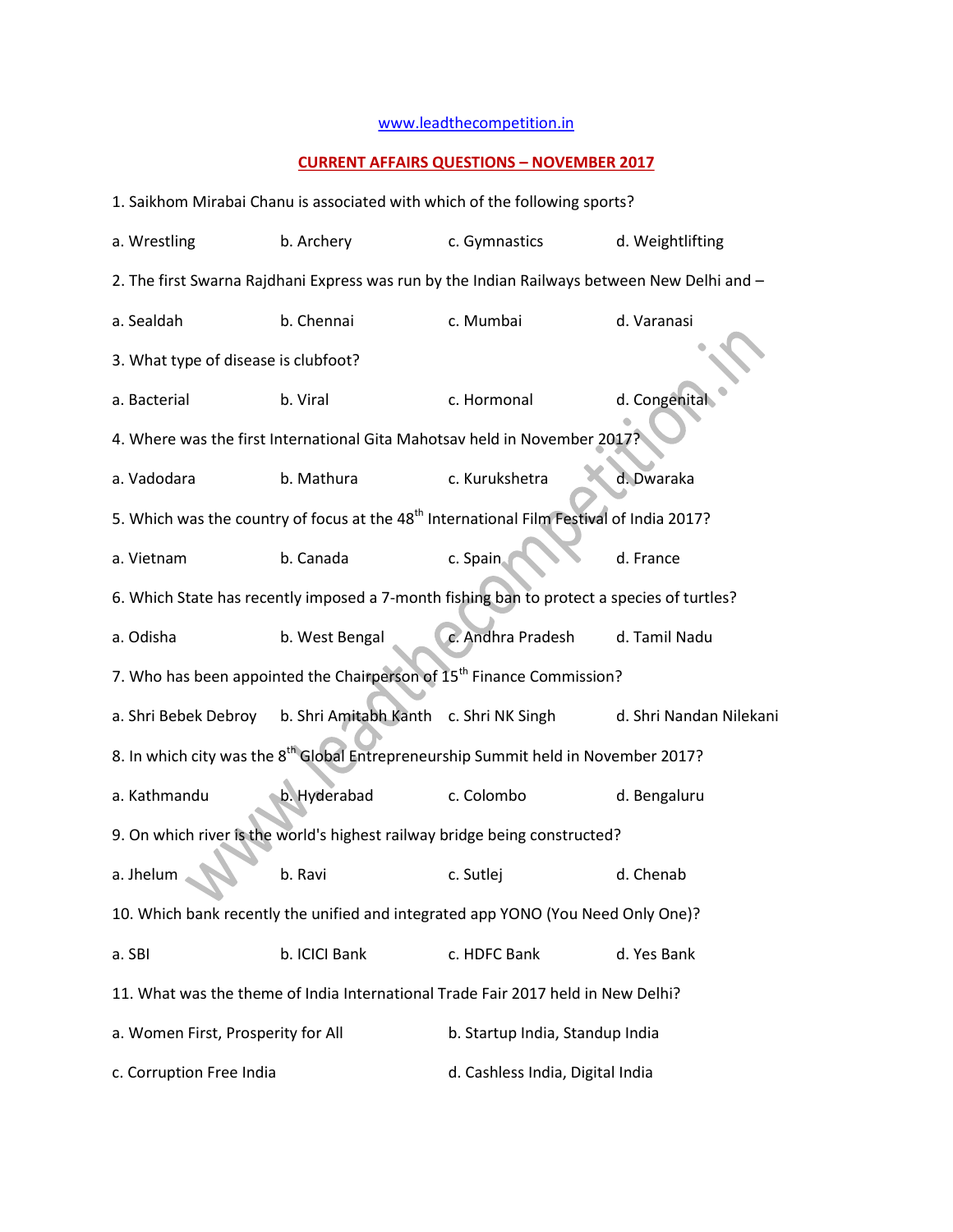www.leadthecompetition.in

## CURRENT AFFAIRS QUESTIONS – NOVEMBER 2017

1. Saikhom Mirabai Chanu is associated with which of the following sports?

a. Wrestling b. Archery c. Gymnastics d. Weightlifting

2. The first Swarna Rajdhani Express was run by the Indian Railways between New Delhi and –

a. Sealdah b. Chennai c. Mumbai d. Varanasi

3. What type of disease is clubfoot?

a. Bacterial b. Viral c. Hormonal d. Congenital

4. Where was the first International Gita Mahotsav held in November 2017?

a. Vadodara b. Mathura c. Kurukshetra d. Dwaraka

5. Which was the country of focus at the 48th International Film Festival of India 2017?

a. Vietnam b. Canada c. Spain d. France

6. Which State has recently imposed a 7-month fishing ban to protect a species of turtles?

a. Odisha b. West Bengal c. Andhra Pradesh d. Tamil Nadu

7. Who has been appointed the Chairperson of 15th Finance Commission?

a. Shri Bebek Debroy b. Shri Amitabh Kanth c. Shri NK Singh d. Shri Nandan Nilekani

8. In which city was the 8th Global Entrepreneurship Summit held in November 2017?

a. Kathmandu b. Hyderabad c. Colombo d. Bengaluru

9. On which river is the world's highest railway bridge being constructed?

a. Jhelum b. Ravi c. Sutlej d. Chenab

10. Which bank recently the unified and integrated app YONO (You Need Only One)?

a. SBI b. ICICI Bank c. HDFC Bank d. Yes Bank

11. What was the theme of India International Trade Fair 2017 held in New Delhi?

a. Women First, Prosperity for All b. Startup India, Standup India

c. Corruption Free India d. Cashless India, Digital India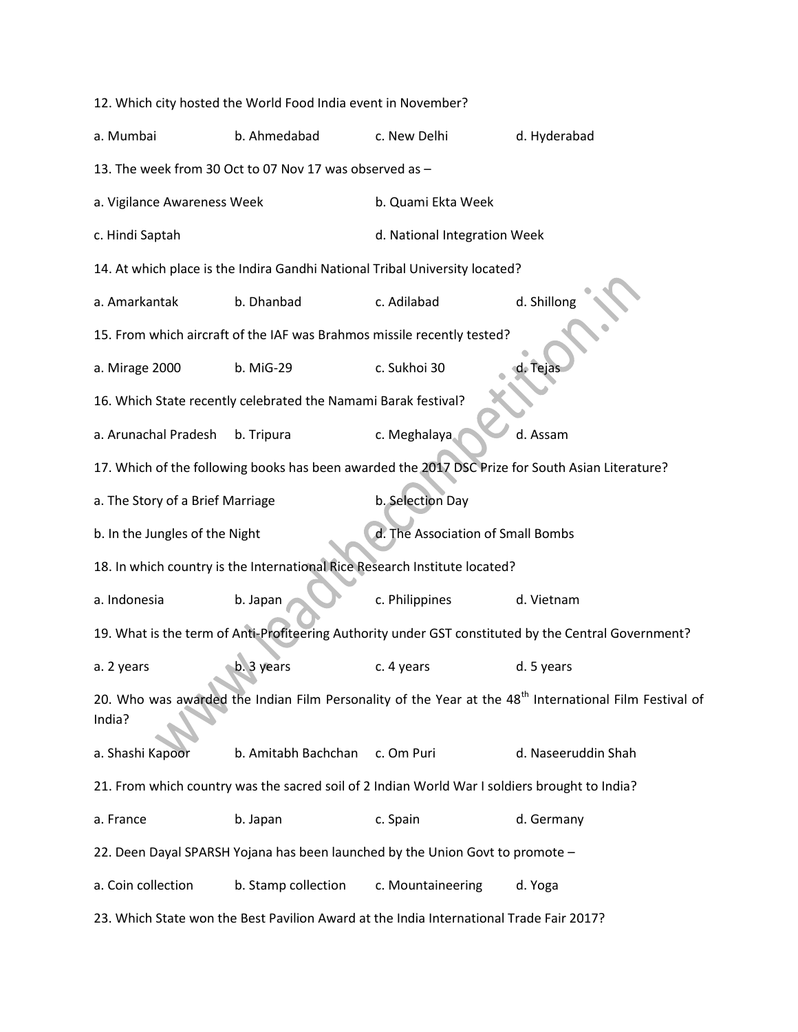12. Which city hosted the World Food India event in November?

a. Mumbai    b. Ahmedabad    c. New Delhi    d. Hyderabad

13. The week from 30 Oct to 07 Nov 17 was observed as –

a. Vigilance Awareness Week    b. Quami Ekta Week

c. Hindi Saptah    d. National Integration Week

14. At which place is the Indira Gandhi National Tribal University located?

a. Amarkantak    b. Dhanbad    c. Adilabad    d. Shillong

15. From which aircraft of the IAF was Brahmos missile recently tested?

a. Mirage 2000    b. MiG-29    c. Sukhoi 30    d. Tejas

16. Which State recently celebrated the Namami Barak festival?

a. Arunachal Pradesh    b. Tripura    c. Meghalaya    d. Assam

17. Which of the following books has been awarded the 2017 DSC Prize for South Asian Literature?

a. The Story of a Brief Marriage    b. Selection Day

b. In the Jungles of the Night    d. The Association of Small Bombs

18. In which country is the International Rice Research Institute located?

a. Indonesia    b. Japan    c. Philippines    d. Vietnam

19. What is the term of Anti-Profiteering Authority under GST constituted by the Central Government?

a. 2 years    b. 3 years    c. 4 years    d. 5 years

20. Who was awarded the Indian Film Personality of the Year at the 48th International Film Festival of India?

a. Shashi Kapoor    b. Amitabh Bachchan    c. Om Puri    d. Naseeruddin Shah

21. From which country was the sacred soil of 2 Indian World War I soldiers brought to India?

a. France    b. Japan    c. Spain    d. Germany

22. Deen Dayal SPARSH Yojana has been launched by the Union Govt to promote –

a. Coin collection    b. Stamp collection    c. Mountaineering    d. Yoga

23. Which State won the Best Pavilion Award at the India International Trade Fair 2017?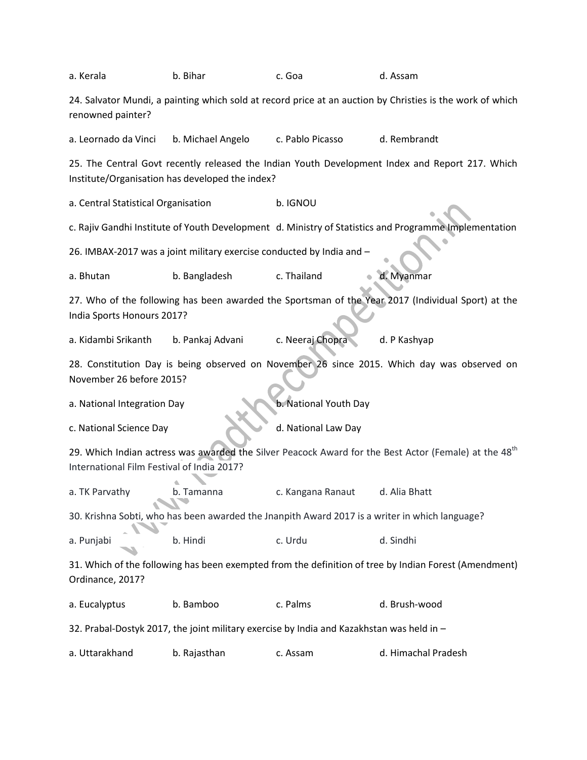a. Kerala b. Bihar c. Goa d. Assam

24. Salvator Mundi, a painting which sold at record price at an auction by Christies is the work of which renowned painter?

a. Leornado da Vinci b. Michael Angelo c. Pablo Picasso d. Rembrandt

25. The Central Govt recently released the Indian Youth Development Index and Report 217. Which Institute/Organisation has developed the index?

a. Central Statistical Organisation b. IGNOU

c. Rajiv Gandhi Institute of Youth Development d. Ministry of Statistics and Programme Implementation

26. IMBAX-2017 was a joint military exercise conducted by India and –

a. Bhutan b. Bangladesh c. Thailand d. Myanmar

27. Who of the following has been awarded the Sportsman of the Year 2017 (Individual Sport) at the India Sports Honours 2017?

a. Kidambi Srikanth b. Pankaj Advani c. Neeraj Chopra d. P Kashyap

28. Constitution Day is being observed on November 26 since 2015. Which day was observed on November 26 before 2015?

a. National Integration Day b. National Youth Day

c. National Science Day d. National Law Day

29. Which Indian actress was awarded the Silver Peacock Award for the Best Actor (Female) at the 48th International Film Festival of India 2017?

a. TK Parvathy b. Tamanna c. Kangana Ranaut d. Alia Bhatt

30. Krishna Sobti, who has been awarded the Jnanpith Award 2017 is a writer in which language?

a. Punjabi b. Hindi c. Urdu d. Sindhi

31. Which of the following has been exempted from the definition of tree by Indian Forest (Amendment) Ordinance, 2017?

a. Eucalyptus b. Bamboo c. Palms d. Brush-wood

32. Prabal-Dostyk 2017, the joint military exercise by India and Kazakhstan was held in –

a. Uttarakhand b. Rajasthan c. Assam d. Himachal Pradesh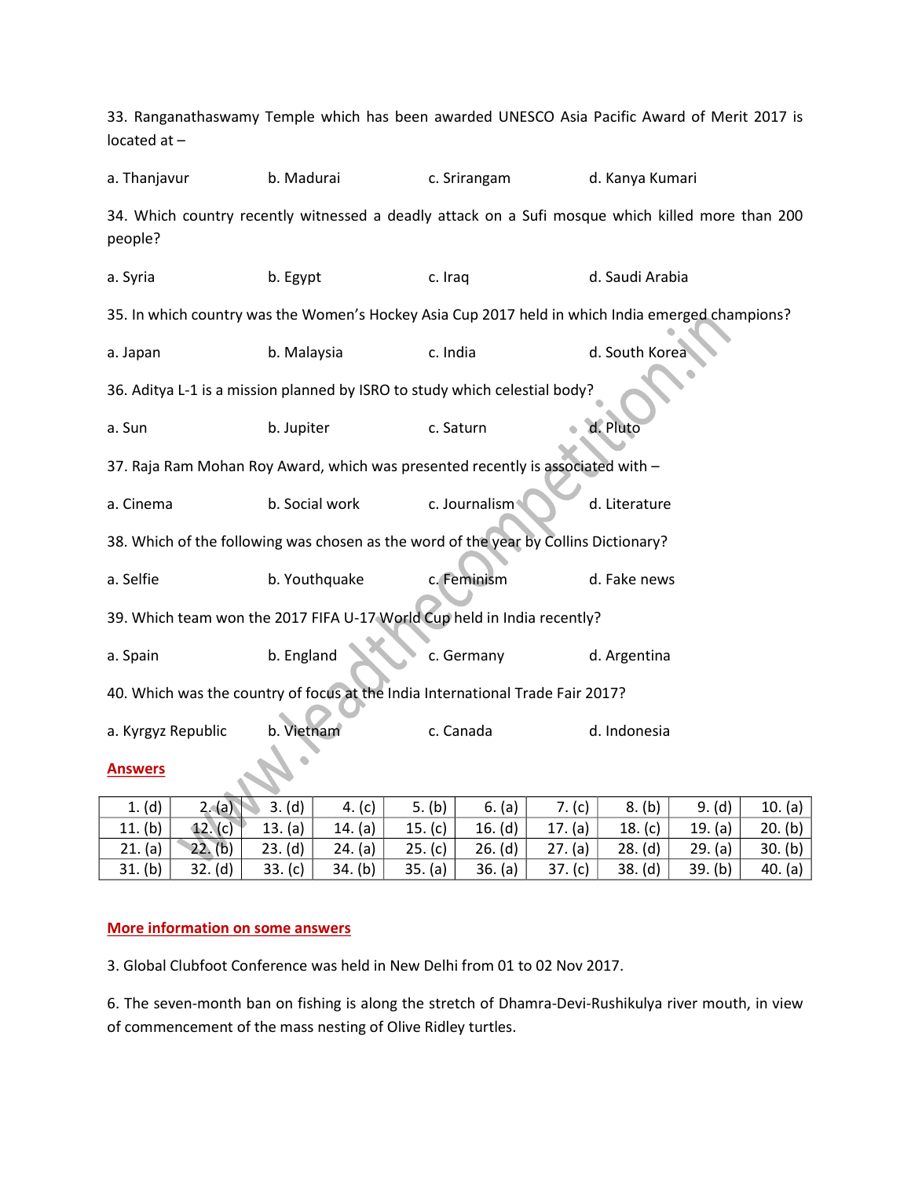33. Ranganathaswamy Temple which has been awarded UNESCO Asia Pacific Award of Merit 2017 is located at –

a. Thanjavur b. Madurai c. Srirangam d. Kanya Kumari

34. Which country recently witnessed a deadly attack on a Sufi mosque which killed more than 200 people?

a. Syria b. Egypt c. Iraq d. Saudi Arabia

35. In which country was the Women's Hockey Asia Cup 2017 held in which India emerged champions?

a. Japan b. Malaysia c. India d. South Korea

36. Aditya L-1 is a mission planned by ISRO to study which celestial body?

a. Sun b. Jupiter c. Saturn d. Pluto

37. Raja Ram Mohan Roy Award, which was presented recently is associated with –

a. Cinema b. Social work c. Journalism d. Literature

38. Which of the following was chosen as the word of the year by Collins Dictionary?

a. Selfie b. Youthquake c. Feminism d. Fake news

39. Which team won the 2017 FIFA U-17 World Cup held in India recently?

a. Spain b. England c. Germany d. Argentina

40. Which was the country of focus at the India International Trade Fair 2017?

a. Kyrgyz Republic b. Vietnam c. Canada d. Indonesia

## Answers

| | | | | | | | | | |
|---|---|---|---|---|---|---|---|---|---|
| 1. (d) | 2. (a) | 3. (d) | 4. (c) | 5. (b) | 6. (a) | 7. (c) | 8. (b) | 9. (d) | 10. (a) |
| 11. (b) | 12. (c) | 13. (a) | 14. (a) | 15. (c) | 16. (d) | 17. (a) | 18. (c) | 19. (a) | 20. (b) |
| 21. (a) | 22. (b) | 23. (d) | 24. (a) | 25. (c) | 26. (d) | 27. (a) | 28. (d) | 29. (a) | 30. (b) |
| 31. (b) | 32. (d) | 33. (c) | 34. (b) | 35. (a) | 36. (a) | 37. (c) | 38. (d) | 39. (b) | 40. (a) |

## More information on some answers

3. Global Clubfoot Conference was held in New Delhi from 01 to 02 Nov 2017.

6. The seven-month ban on fishing is along the stretch of Dhamra-Devi-Rushikulya river mouth, in view of commencement of the mass nesting of Olive Ridley turtles.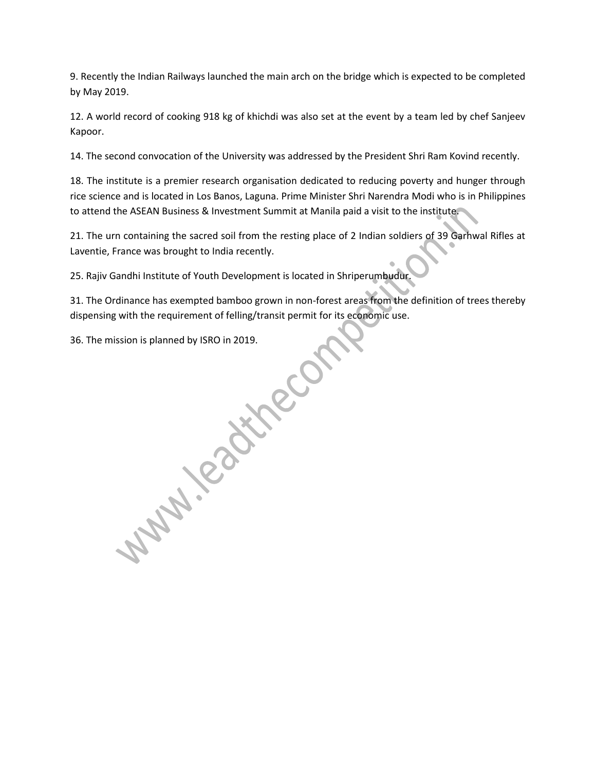9. Recently the Indian Railways launched the main arch on the bridge which is expected to be completed by May 2019.

12. A world record of cooking 918 kg of khichdi was also set at the event by a team led by chef Sanjeev Kapoor.

14. The second convocation of the University was addressed by the President Shri Ram Kovind recently.

18. The institute is a premier research organisation dedicated to reducing poverty and hunger through rice science and is located in Los Banos, Laguna. Prime Minister Shri Narendra Modi who is in Philippines to attend the ASEAN Business & Investment Summit at Manila paid a visit to the institute.

21. The urn containing the sacred soil from the resting place of 2 Indian soldiers of 39 Garhwal Rifles at Laventie, France was brought to India recently.

25. Rajiv Gandhi Institute of Youth Development is located in Shriperumbudur.

31. The Ordinance has exempted bamboo grown in non-forest areas from the definition of trees thereby dispensing with the requirement of felling/transit permit for its economic use.

36. The mission is planned by ISRO in 2019.